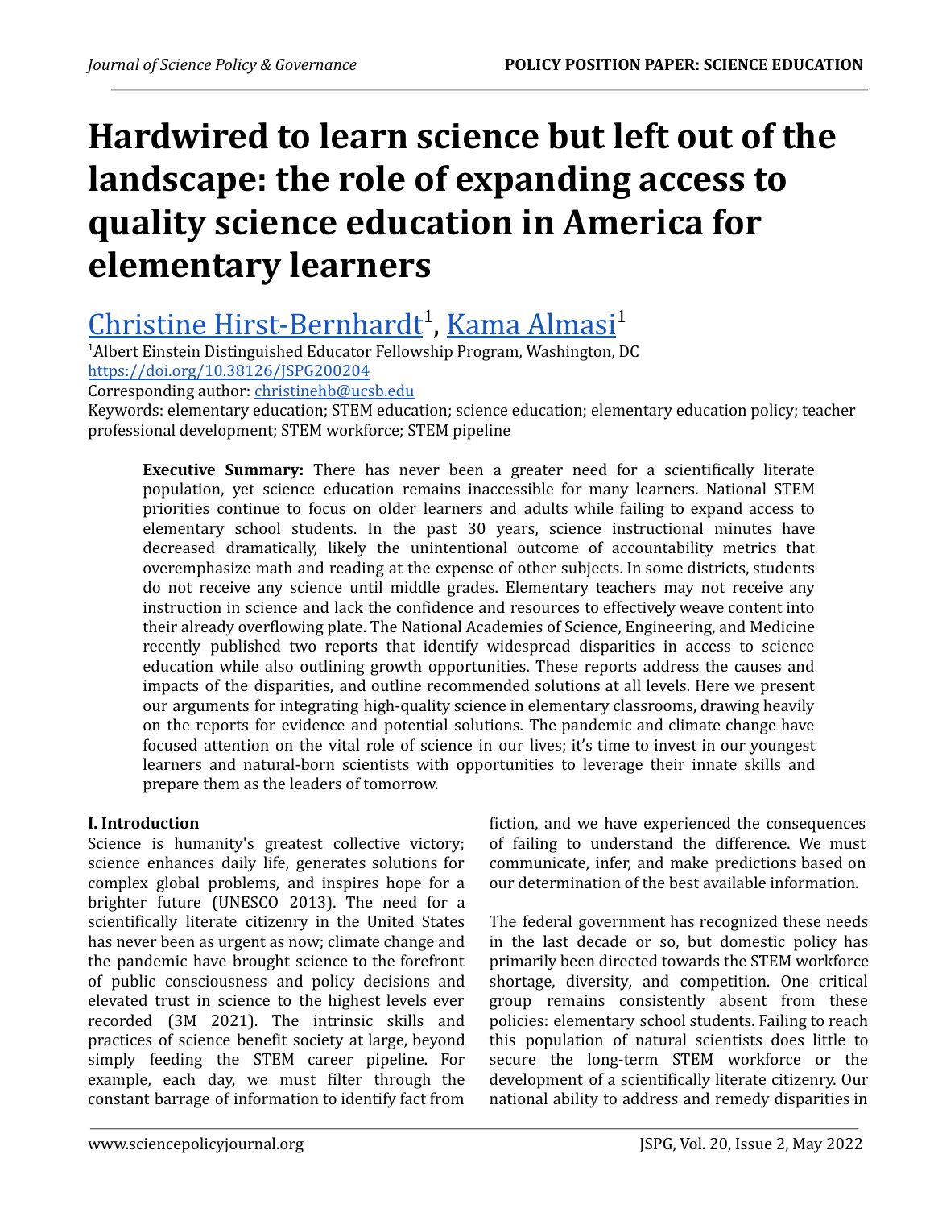# Hardwired to learn science but left out of the landscape: the role of expanding access to quality science education in America for elementary learners

[Christine Hirst-Bernhardt][1], [Kama Almasi][1]

[1]Albert Einstein Distinguished Educator Fellowship Program, Washington, DC

https://doi.org/10.38126/JSPG200204

Corresponding author: christinehb@ucsb.edu

Keywords: elementary education; STEM education; science education; elementary education policy; teacher professional development; STEM workforce; STEM pipeline

**Executive Summary:** There has never been a greater need for a scientifically literate population, yet science education remains inaccessible for many learners. National STEM priorities continue to focus on older learners and adults while failing to expand access to elementary school students. In the past 30 years, science instructional minutes have decreased dramatically, likely the unintentional outcome of accountability metrics that overemphasize math and reading at the expense of other subjects. In some districts, students do not receive any science until middle grades. Elementary teachers may not receive any instruction in science and lack the confidence and resources to effectively weave content into their already overflowing plate. The National Academies of Science, Engineering, and Medicine recently published two reports that identify widespread disparities in access to science education while also outlining growth opportunities. These reports address the causes and impacts of the disparities, and outline recommended solutions at all levels. Here we present our arguments for integrating high-quality science in elementary classrooms, drawing heavily on the reports for evidence and potential solutions. The pandemic and climate change have focused attention on the vital role of science in our lives; it's time to invest in our youngest learners and natural-born scientists with opportunities to leverage their innate skills and prepare them as the leaders of tomorrow.

## I. Introduction

Science is humanity's greatest collective victory; science enhances daily life, generates solutions for complex global problems, and inspires hope for a brighter future (UNESCO 2013). The need for a scientifically literate citizenry in the United States has never been as urgent as now; climate change and the pandemic have brought science to the forefront of public consciousness and policy decisions and elevated trust in science to the highest levels ever recorded (3M 2021). The intrinsic skills and practices of science benefit society at large, beyond simply feeding the STEM career pipeline. For example, each day, we must filter through the constant barrage of information to identify fact from fiction, and we have experienced the consequences of failing to understand the difference. We must communicate, infer, and make predictions based on our determination of the best available information.

The federal government has recognized these needs in the last decade or so, but domestic policy has primarily been directed towards the STEM workforce shortage, diversity, and competition. One critical group remains consistently absent from these policies: elementary school students. Failing to reach this population of natural scientists does little to secure the long-term STEM workforce or the development of a scientifically literate citizenry. Our national ability to address and remedy disparities in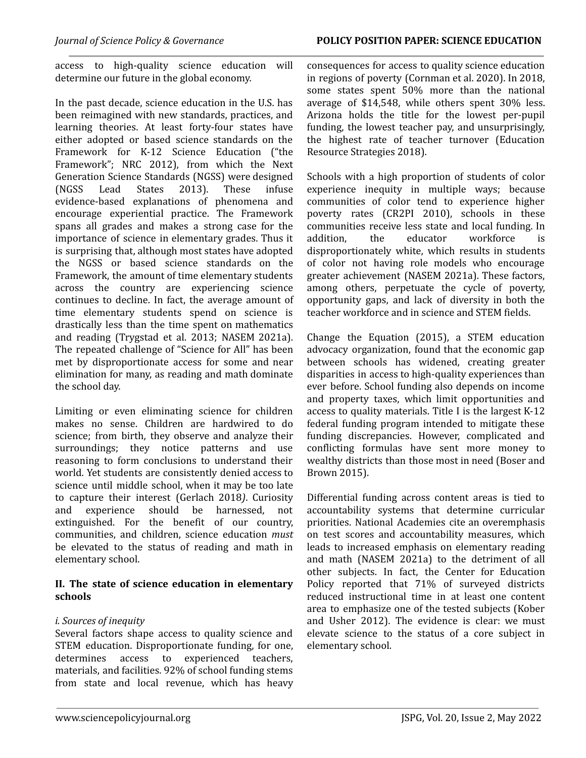access to high-quality science education will determine our future in the global economy.

In the past decade, science education in the U.S. has been reimagined with new standards, practices, and learning theories. At least forty-four states have either adopted or based science standards on the Framework for K-12 Science Education ("the Framework"; NRC 2012), from which the Next Generation Science Standards (NGSS) were designed (NGSS Lead States 2013). These infuse evidence-based explanations of phenomena and encourage experiential practice. The Framework spans all grades and makes a strong case for the importance of science in elementary grades. Thus it is surprising that, although most states have adopted the NGSS or based science standards on the Framework, the amount of time elementary students across the country are experiencing science continues to decline. In fact, the average amount of time elementary students spend on science is drastically less than the time spent on mathematics and reading (Trygstad et al. 2013; NASEM 2021a). The repeated challenge of "Science for All" has been met by disproportionate access for some and near elimination for many, as reading and math dominate the school day.

Limiting or even eliminating science for children makes no sense. Children are hardwired to do science; from birth, they observe and analyze their surroundings; they notice patterns and use reasoning to form conclusions to understand their world. Yet students are consistently denied access to science until middle school, when it may be too late to capture their interest (Gerlach 2018). Curiosity and experience should be harnessed, not extinguished. For the benefit of our country, communities, and children, science education *must* be elevated to the status of reading and math in elementary school.

## II. The state of science education in elementary schools

### *i. Sources of inequity*

Several factors shape access to quality science and STEM education. Disproportionate funding, for one, determines access to experienced teachers, materials, and facilities. 92% of school funding stems from state and local revenue, which has heavy consequences for access to quality science education in regions of poverty (Cornman et al. 2020). In 2018, some states spent 50% more than the national average of $14,548, while others spent 30% less. Arizona holds the title for the lowest per-pupil funding, the lowest teacher pay, and unsurprisingly, the highest rate of teacher turnover (Education Resource Strategies 2018).

Schools with a high proportion of students of color experience inequity in multiple ways; because communities of color tend to experience higher poverty rates (CR2PI 2010), schools in these communities receive less state and local funding. In addition, the educator workforce is disproportionately white, which results in students of color not having role models who encourage greater achievement (NASEM 2021a). These factors, among others, perpetuate the cycle of poverty, opportunity gaps, and lack of diversity in both the teacher workforce and in science and STEM fields.

Change the Equation (2015), a STEM education advocacy organization, found that the economic gap between schools has widened, creating greater disparities in access to high-quality experiences than ever before. School funding also depends on income and property taxes, which limit opportunities and access to quality materials. Title I is the largest K-12 federal funding program intended to mitigate these funding discrepancies. However, complicated and conflicting formulas have sent more money to wealthy districts than those most in need (Boser and Brown 2015).

Differential funding across content areas is tied to accountability systems that determine curricular priorities. National Academies cite an overemphasis on test scores and accountability measures, which leads to increased emphasis on elementary reading and math (NASEM 2021a) to the detriment of all other subjects. In fact, the Center for Education Policy reported that 71% of surveyed districts reduced instructional time in at least one content area to emphasize one of the tested subjects (Kober and Usher 2012). The evidence is clear: we must elevate science to the status of a core subject in elementary school.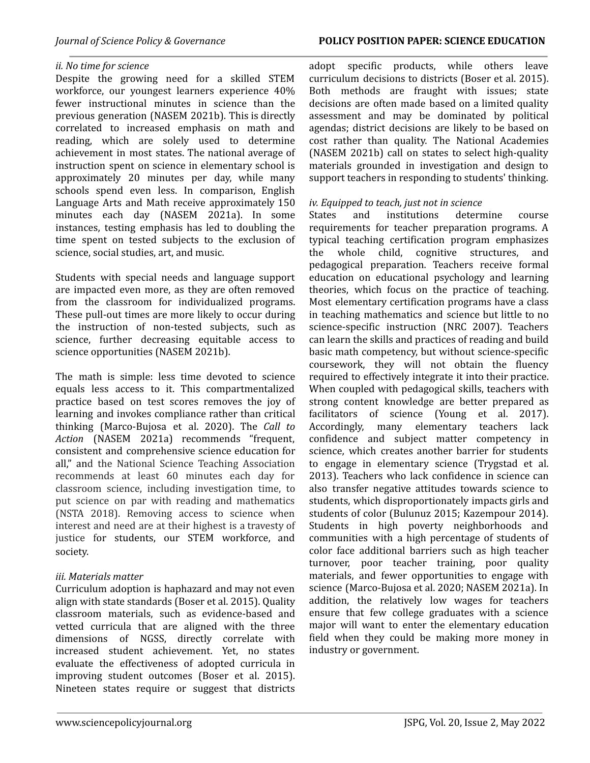*ii. No time for science*

Despite the growing need for a skilled STEM workforce, our youngest learners experience 40% fewer instructional minutes in science than the previous generation (NASEM 2021b). This is directly correlated to increased emphasis on math and reading, which are solely used to determine achievement in most states. The national average of instruction spent on science in elementary school is approximately 20 minutes per day, while many schools spend even less. In comparison, English Language Arts and Math receive approximately 150 minutes each day (NASEM 2021a). In some instances, testing emphasis has led to doubling the time spent on tested subjects to the exclusion of science, social studies, art, and music.

Students with special needs and language support are impacted even more, as they are often removed from the classroom for individualized programs. These pull-out times are more likely to occur during the instruction of non-tested subjects, such as science, further decreasing equitable access to science opportunities (NASEM 2021b).

The math is simple: less time devoted to science equals less access to it. This compartmentalized practice based on test scores removes the joy of learning and invokes compliance rather than critical thinking (Marco-Bujosa et al. 2020). The *Call to Action* (NASEM 2021a) recommends "frequent, consistent and comprehensive science education for all," and the National Science Teaching Association recommends at least 60 minutes each day for classroom science, including investigation time, to put science on par with reading and mathematics (NSTA 2018). Removing access to science when interest and need are at their highest is a travesty of justice for students, our STEM workforce, and society.

*iii. Materials matter*

Curriculum adoption is haphazard and may not even align with state standards (Boser et al. 2015). Quality classroom materials, such as evidence-based and vetted curricula that are aligned with the three dimensions of NGSS, directly correlate with increased student achievement. Yet, no states evaluate the effectiveness of adopted curricula in improving student outcomes (Boser et al. 2015). Nineteen states require or suggest that districts adopt specific products, while others leave curriculum decisions to districts (Boser et al. 2015). Both methods are fraught with issues; state decisions are often made based on a limited quality assessment and may be dominated by political agendas; district decisions are likely to be based on cost rather than quality. The National Academies (NASEM 2021b) call on states to select high-quality materials grounded in investigation and design to support teachers in responding to students' thinking.

*iv. Equipped to teach, just not in science*

States and institutions determine course requirements for teacher preparation programs. A typical teaching certification program emphasizes the whole child, cognitive structures, and pedagogical preparation. Teachers receive formal education on educational psychology and learning theories, which focus on the practice of teaching. Most elementary certification programs have a class in teaching mathematics and science but little to no science-specific instruction (NRC 2007). Teachers can learn the skills and practices of reading and build basic math competency, but without science-specific coursework, they will not obtain the fluency required to effectively integrate it into their practice. When coupled with pedagogical skills, teachers with strong content knowledge are better prepared as facilitators of science (Young et al. 2017). Accordingly, many elementary teachers lack confidence and subject matter competency in science, which creates another barrier for students to engage in elementary science (Trygstad et al. 2013). Teachers who lack confidence in science can also transfer negative attitudes towards science to students, which disproportionately impacts girls and students of color (Bulunuz 2015; Kazempour 2014). Students in high poverty neighborhoods and communities with a high percentage of students of color face additional barriers such as high teacher turnover, poor teacher training, poor quality materials, and fewer opportunities to engage with science (Marco-Bujosa et al. 2020; NASEM 2021a). In addition, the relatively low wages for teachers ensure that few college graduates with a science major will want to enter the elementary education field when they could be making more money in industry or government.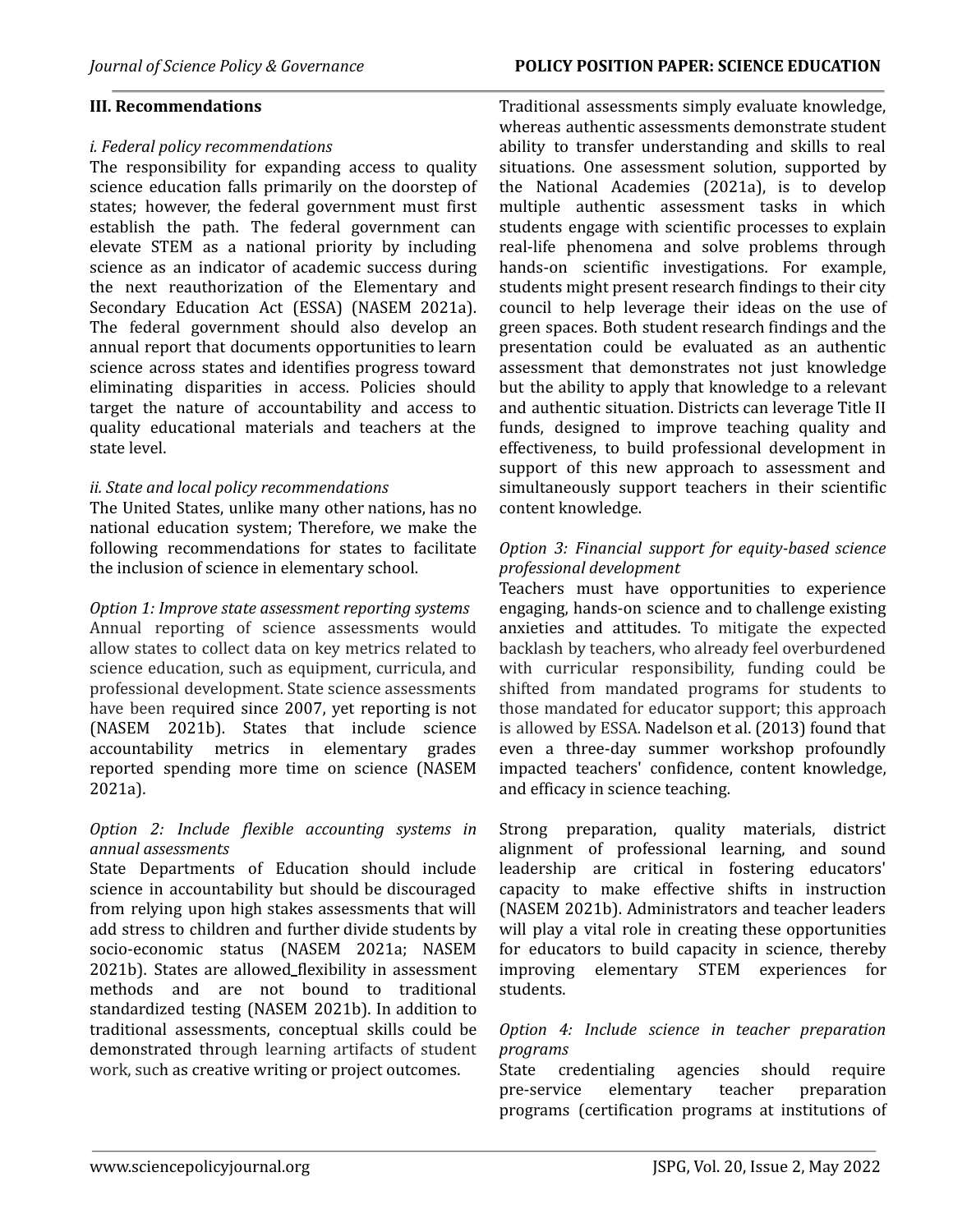### III. Recommendations

*i. Federal policy recommendations*

The responsibility for expanding access to quality science education falls primarily on the doorstep of states; however, the federal government must first establish the path. The federal government can elevate STEM as a national priority by including science as an indicator of academic success during the next reauthorization of the Elementary and Secondary Education Act (ESSA) (NASEM 2021a). The federal government should also develop an annual report that documents opportunities to learn science across states and identifies progress toward eliminating disparities in access. Policies should target the nature of accountability and access to quality educational materials and teachers at the state level.

*ii. State and local policy recommendations*

The United States, unlike many other nations, has no national education system; Therefore, we make the following recommendations for states to facilitate the inclusion of science in elementary school.

*Option 1: Improve state assessment reporting systems*

Annual reporting of science assessments would allow states to collect data on key metrics related to science education, such as equipment, curricula, and professional development. State science assessments have been required since 2007, yet reporting is not (NASEM 2021b). States that include science accountability metrics in elementary grades reported spending more time on science (NASEM 2021a).

*Option 2: Include flexible accounting systems in annual assessments*

State Departments of Education should include science in accountability but should be discouraged from relying upon high stakes assessments that will add stress to children and further divide students by socio-economic status (NASEM 2021a; NASEM 2021b). States are allowed flexibility in assessment methods and are not bound to traditional standardized testing (NASEM 2021b). In addition to traditional assessments, conceptual skills could be demonstrated through learning artifacts of student work, such as creative writing or project outcomes. Traditional assessments simply evaluate knowledge, whereas authentic assessments demonstrate student ability to transfer understanding and skills to real situations. One assessment solution, supported by the National Academies (2021a), is to develop multiple authentic assessment tasks in which students engage with scientific processes to explain real-life phenomena and solve problems through hands-on scientific investigations. For example, students might present research findings to their city council to help leverage their ideas on the use of green spaces. Both student research findings and the presentation could be evaluated as an authentic assessment that demonstrates not just knowledge but the ability to apply that knowledge to a relevant and authentic situation. Districts can leverage Title II funds, designed to improve teaching quality and effectiveness, to build professional development in support of this new approach to assessment and simultaneously support teachers in their scientific content knowledge.

*Option 3: Financial support for equity-based science professional development*

Teachers must have opportunities to experience engaging, hands-on science and to challenge existing anxieties and attitudes. To mitigate the expected backlash by teachers, who already feel overburdened with curricular responsibility, funding could be shifted from mandated programs for students to those mandated for educator support; this approach is allowed by ESSA. Nadelson et al. (2013) found that even a three-day summer workshop profoundly impacted teachers' confidence, content knowledge, and efficacy in science teaching.

Strong preparation, quality materials, district alignment of professional learning, and sound leadership are critical in fostering educators' capacity to make effective shifts in instruction (NASEM 2021b). Administrators and teacher leaders will play a vital role in creating these opportunities for educators to build capacity in science, thereby improving elementary STEM experiences for students.

*Option 4: Include science in teacher preparation programs*

State credentialing agencies should require pre-service elementary teacher preparation programs (certification programs at institutions of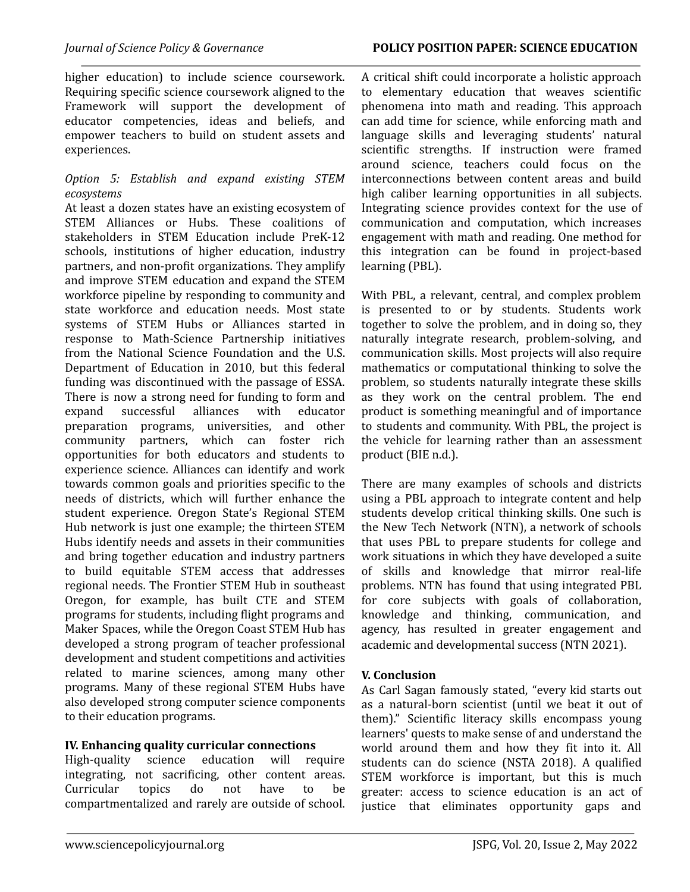higher education) to include science coursework. Requiring specific science coursework aligned to the Framework will support the development of educator competencies, ideas and beliefs, and empower teachers to build on student assets and experiences.

*Option 5: Establish and expand existing STEM ecosystems*

At least a dozen states have an existing ecosystem of STEM Alliances or Hubs. These coalitions of stakeholders in STEM Education include PreK-12 schools, institutions of higher education, industry partners, and non-profit organizations. They amplify and improve STEM education and expand the STEM workforce pipeline by responding to community and state workforce and education needs. Most state systems of STEM Hubs or Alliances started in response to Math-Science Partnership initiatives from the National Science Foundation and the U.S. Department of Education in 2010, but this federal funding was discontinued with the passage of ESSA. There is now a strong need for funding to form and expand successful alliances with educator preparation programs, universities, and other community partners, which can foster rich opportunities for both educators and students to experience science. Alliances can identify and work towards common goals and priorities specific to the needs of districts, which will further enhance the student experience. Oregon State's Regional STEM Hub network is just one example; the thirteen STEM Hubs identify needs and assets in their communities and bring together education and industry partners to build equitable STEM access that addresses regional needs. The Frontier STEM Hub in southeast Oregon, for example, has built CTE and STEM programs for students, including flight programs and Maker Spaces, while the Oregon Coast STEM Hub has developed a strong program of teacher professional development and student competitions and activities related to marine sciences, among many other programs. Many of these regional STEM Hubs have also developed strong computer science components to their education programs.

## IV. Enhancing quality curricular connections

High-quality science education will require integrating, not sacrificing, other content areas. Curricular topics do not have to be compartmentalized and rarely are outside of school. A critical shift could incorporate a holistic approach to elementary education that weaves scientific phenomena into math and reading. This approach can add time for science, while enforcing math and language skills and leveraging students' natural scientific strengths. If instruction were framed around science, teachers could focus on the interconnections between content areas and build high caliber learning opportunities in all subjects. Integrating science provides context for the use of communication and computation, which increases engagement with math and reading. One method for this integration can be found in project-based learning (PBL).

With PBL, a relevant, central, and complex problem is presented to or by students. Students work together to solve the problem, and in doing so, they naturally integrate research, problem-solving, and communication skills. Most projects will also require mathematics or computational thinking to solve the problem, so students naturally integrate these skills as they work on the central problem. The end product is something meaningful and of importance to students and community. With PBL, the project is the vehicle for learning rather than an assessment product (BIE n.d.).

There are many examples of schools and districts using a PBL approach to integrate content and help students develop critical thinking skills. One such is the New Tech Network (NTN), a network of schools that uses PBL to prepare students for college and work situations in which they have developed a suite of skills and knowledge that mirror real-life problems. NTN has found that using integrated PBL for core subjects with goals of collaboration, knowledge and thinking, communication, and agency, has resulted in greater engagement and academic and developmental success (NTN 2021).

## V. Conclusion

As Carl Sagan famously stated, "every kid starts out as a natural-born scientist (until we beat it out of them)." Scientific literacy skills encompass young learners' quests to make sense of and understand the world around them and how they fit into it. All students can do science (NSTA 2018). A qualified STEM workforce is important, but this is much greater: access to science education is an act of justice that eliminates opportunity gaps and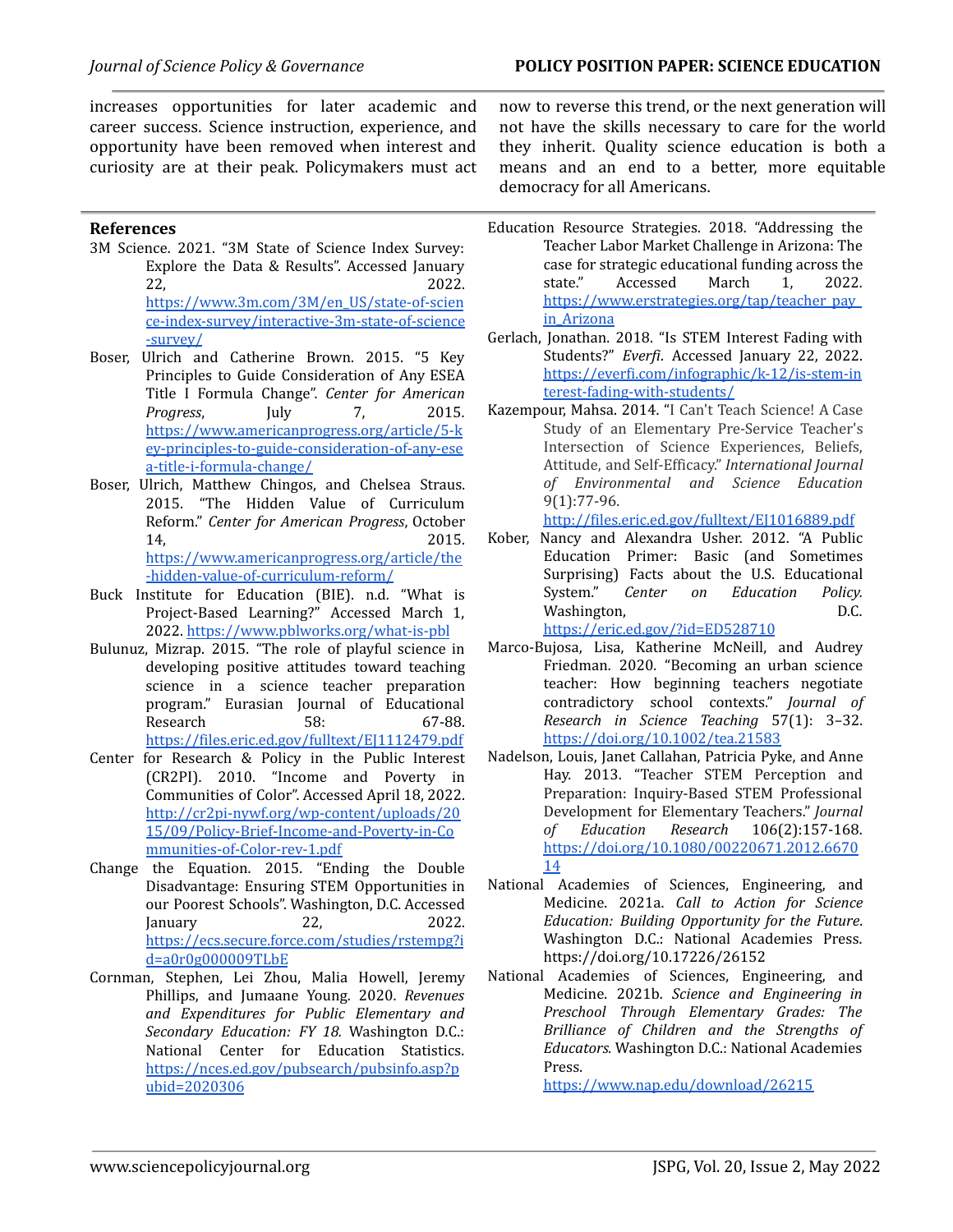increases opportunities for later academic and career success. Science instruction, experience, and opportunity have been removed when interest and curiosity are at their peak. Policymakers must act now to reverse this trend, or the next generation will not have the skills necessary to care for the world they inherit. Quality science education is both a means and an end to a better, more equitable democracy for all Americans.

## References

3M Science. 2021. "3M State of Science Index Survey: Explore the Data & Results". Accessed January 22, 2022. https://www.3m.com/3M/en_US/state-of-science-index-survey/interactive-3m-state-of-science-survey/

Boser, Ulrich and Catherine Brown. 2015. "5 Key Principles to Guide Consideration of Any ESEA Title I Formula Change." *Center for American Progress*, July 7, 2015. https://www.americanprogress.org/article/5-key-principles-to-guide-consideration-of-any-esea-title-i-formula-change/

Boser, Ulrich, Matthew Chingos, and Chelsea Straus. 2015. "The Hidden Value of Curriculum Reform." *Center for American Progress*, October 14, 2015. https://www.americanprogress.org/article/the-hidden-value-of-curriculum-reform/

Buck Institute for Education (BIE). n.d. "What is Project-Based Learning?" Accessed March 1, 2022. https://www.pblworks.org/what-is-pbl

Bulunuz, Mizrap. 2015. "The role of playful science in developing positive attitudes toward teaching science in a science teacher preparation program." Eurasian Journal of Educational Research 58: 67-88. https://files.eric.ed.gov/fulltext/EJ1112479.pdf

Center for Research & Policy in the Public Interest (CR2PI). 2010. "Income and Poverty in Communities of Color". Accessed April 18, 2022. http://cr2pi-nywf.org/wp-content/uploads/2015/09/Policy-Brief-Income-and-Poverty-in-Communities-of-Color-rev-1.pdf

Change the Equation. 2015. "Ending the Double Disadvantage: Ensuring STEM Opportunities in our Poorest Schools". Washington, D.C. Accessed January 22, 2022. https://ecs.secure.force.com/studies/rstempg?id=a0r0g000009TLbE

Cornman, Stephen, Lei Zhou, Malia Howell, Jeremy Phillips, and Jumaane Young. 2020. *Revenues and Expenditures for Public Elementary and Secondary Education: FY 18.* Washington D.C.: National Center for Education Statistics. https://nces.ed.gov/pubsearch/pubsinfo.asp?pubid=2020306

Education Resource Strategies. 2018. "Addressing the Teacher Labor Market Challenge in Arizona: The case for strategic educational funding across the state." Accessed March 1, 2022. https://www.erstrategies.org/tap/teacher_pay_in_Arizona

Gerlach, Jonathan. 2018. "Is STEM Interest Fading with Students?" *Everfi*. Accessed January 22, 2022. https://everfi.com/infographic/k-12/is-stem-interest-fading-with-students/

Kazempour, Mahsa. 2014. "I Can't Teach Science! A Case Study of an Elementary Pre-Service Teacher's Intersection of Science Experiences, Beliefs, Attitude, and Self-Efficacy." *International Journal of Environmental and Science Education* 9(1):77-96. http://files.eric.ed.gov/fulltext/EJ1016889.pdf

Kober, Nancy and Alexandra Usher. 2012. "A Public Education Primer: Basic (and Sometimes Surprising) Facts about the U.S. Educational System." *Center on Education Policy.* Washington, D.C. https://eric.ed.gov/?id=ED528710

Marco-Bujosa, Lisa, Katherine McNeill, and Audrey Friedman. 2020. "Becoming an urban science teacher: How beginning teachers negotiate contradictory school contexts." *Journal of Research in Science Teaching* 57(1): 3–32. https://doi.org/10.1002/tea.21583

Nadelson, Louis, Janet Callahan, Patricia Pyke, and Anne Hay. 2013. "Teacher STEM Perception and Preparation: Inquiry-Based STEM Professional Development for Elementary Teachers." *Journal of Education Research* 106(2):157-168. https://doi.org/10.1080/00220671.2012.667014

National Academies of Sciences, Engineering, and Medicine. 2021a. *Call to Action for Science Education: Building Opportunity for the Future.* Washington D.C.: National Academies Press. https://doi.org/10.17226/26152

National Academies of Sciences, Engineering, and Medicine. 2021b. *Science and Engineering in Preschool Through Elementary Grades: The Brilliance of Children and the Strengths of Educators.* Washington D.C.: National Academies Press. https://www.nap.edu/download/26215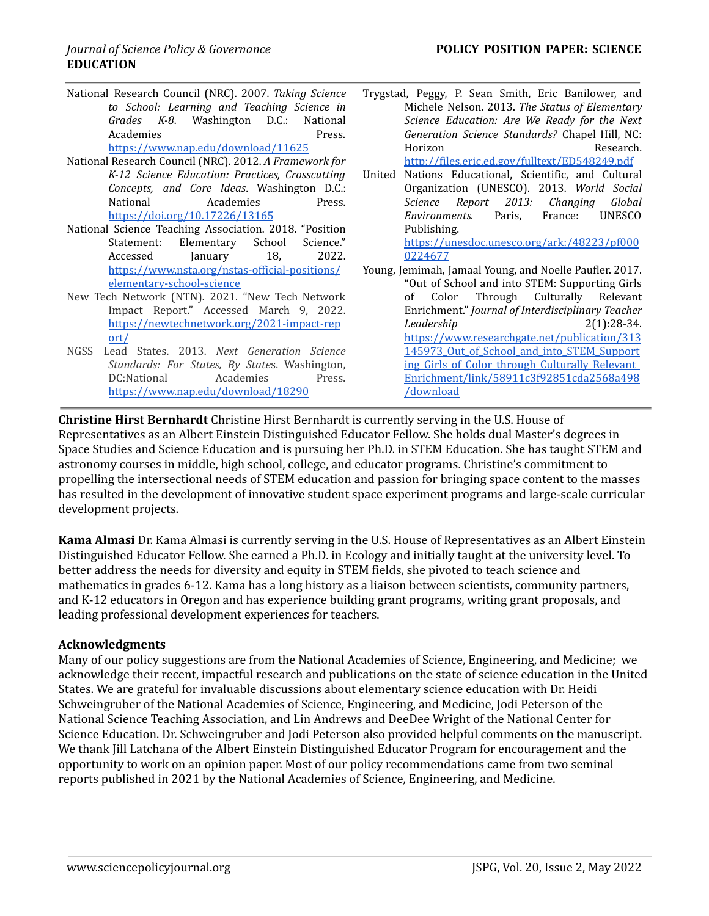National Research Council (NRC). 2007. *Taking Science to School: Learning and Teaching Science in Grades K-8*. Washington D.C.: National Academies Press. https://www.nap.edu/download/11625

National Research Council (NRC). 2012. *A Framework for K-12 Science Education: Practices, Crosscutting Concepts, and Core Ideas*. Washington D.C.: National Academies Press. https://doi.org/10.17226/13165

National Science Teaching Association. 2018. "Position Statement: Elementary School Science." Accessed January 18, 2022. https://www.nsta.org/nstas-official-positions/elementary-school-science

New Tech Network (NTN). 2021. "New Tech Network Impact Report." Accessed March 9, 2022. https://newtechnetwork.org/2021-impact-report/

NGSS Lead States. 2013. *Next Generation Science Standards: For States, By States*. Washington, DC:National Academies Press. https://www.nap.edu/download/18290

Trygstad, Peggy, P. Sean Smith, Eric Banilower, and Michele Nelson. 2013. *The Status of Elementary Science Education: Are We Ready for the Next Generation Science Standards?* Chapel Hill, NC: Horizon Research. http://files.eric.ed.gov/fulltext/ED548249.pdf

United Nations Educational, Scientific, and Cultural Organization (UNESCO). 2013. *World Social Science Report 2013: Changing Global Environments.* Paris, France: UNESCO Publishing. https://unesdoc.unesco.org/ark:/48223/pf0000224677

Young, Jemimah, Jamaal Young, and Noelle Paufler. 2017. "Out of School and into STEM: Supporting Girls of Color Through Culturally Relevant Enrichment." *Journal of Interdisciplinary Teacher Leadership* 2(1):28-34. https://www.researchgate.net/publication/313145973_Out_of_School_and_into_STEM_Supporting_Girls_of_Color_through_Culturally_Relevant_Enrichment/link/58911c3f92851cda2568a498/download

**Christine Hirst Bernhardt** Christine Hirst Bernhardt is currently serving in the U.S. House of Representatives as an Albert Einstein Distinguished Educator Fellow. She holds dual Master's degrees in Space Studies and Science Education and is pursuing her Ph.D. in STEM Education. She has taught STEM and astronomy courses in middle, high school, college, and educator programs. Christine's commitment to propelling the intersectional needs of STEM education and passion for bringing space content to the masses has resulted in the development of innovative student space experiment programs and large-scale curricular development projects.

**Kama Almasi** Dr. Kama Almasi is currently serving in the U.S. House of Representatives as an Albert Einstein Distinguished Educator Fellow. She earned a Ph.D. in Ecology and initially taught at the university level. To better address the needs for diversity and equity in STEM fields, she pivoted to teach science and mathematics in grades 6-12. Kama has a long history as a liaison between scientists, community partners, and K-12 educators in Oregon and has experience building grant programs, writing grant proposals, and leading professional development experiences for teachers.

## Acknowledgments

Many of our policy suggestions are from the National Academies of Science, Engineering, and Medicine; we acknowledge their recent, impactful research and publications on the state of science education in the United States. We are grateful for invaluable discussions about elementary science education with Dr. Heidi Schweingruber of the National Academies of Science, Engineering, and Medicine, Jodi Peterson of the National Science Teaching Association, and Lin Andrews and DeeDee Wright of the National Center for Science Education. Dr. Schweingruber and Jodi Peterson also provided helpful comments on the manuscript. We thank Jill Latchana of the Albert Einstein Distinguished Educator Program for encouragement and the opportunity to work on an opinion paper. Most of our policy recommendations came from two seminal reports published in 2021 by the National Academies of Science, Engineering, and Medicine.